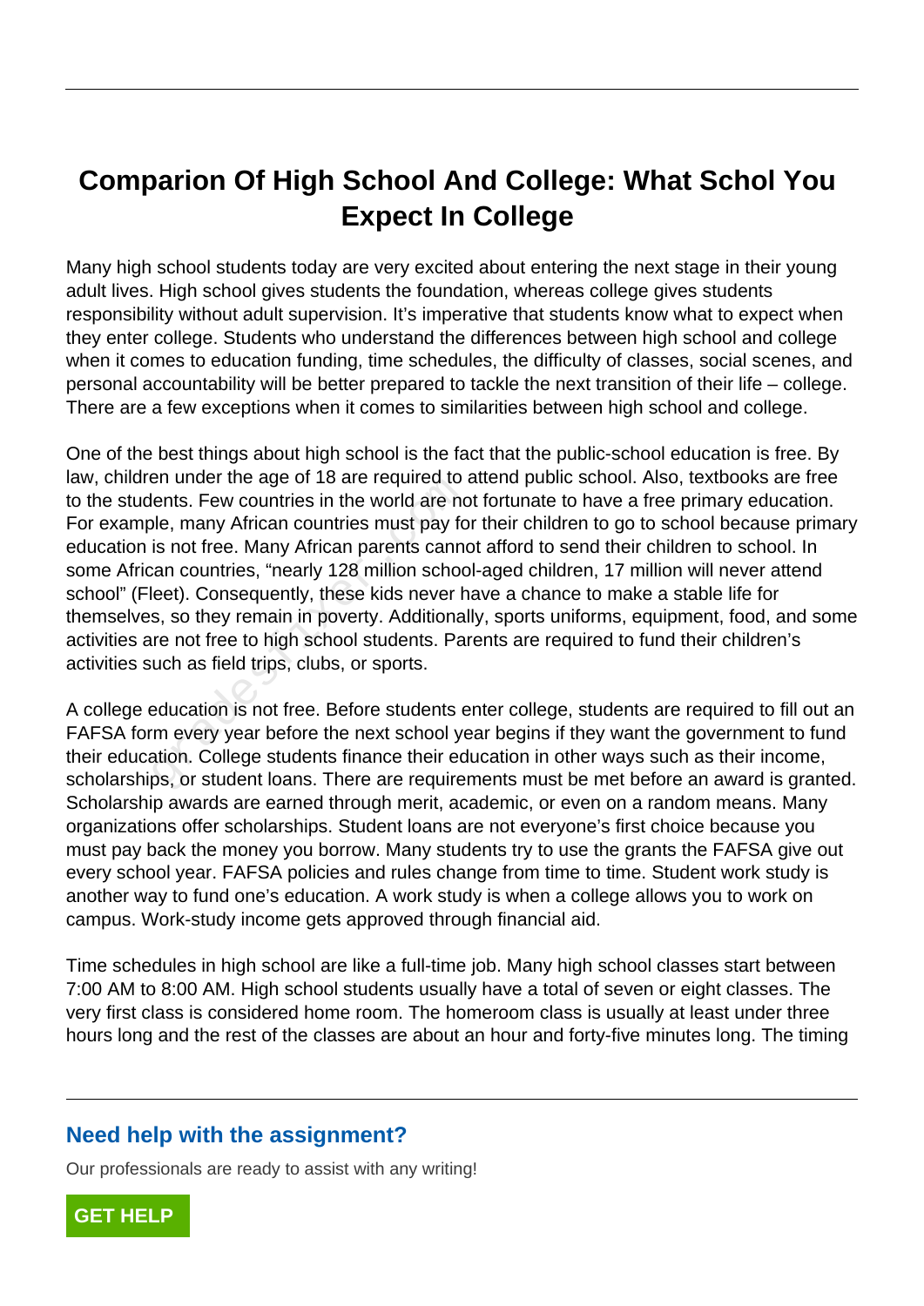# Comparion Of High School And College: What Schol You Expect In College

Many high school students today are very excited about entering the next stage in their young adult lives. High school gives students the foundation, whereas college gives students responsibility without adult supervision. It's imperative that students know what to expect when they enter college. Students who understand the differences between high school and college when it comes to education funding, time schedules, the difficulty of classes, social scenes, and personal accountability will be better prepared to tackle the next transition of their life – college. There are a few exceptions when it comes to similarities between high school and college.

One of the best things about high school is the fact that the public-school education is free. By law, children under the age of 18 are required to attend public school. Also, textbooks are free to the students. Few countries in the world are not fortunate to have a free primary education. For example, many African countries must pay for their children to go to school because primary education is not free. Many African parents cannot afford to send their children to school. In some African countries, "nearly 128 million school-aged children, 17 million will never attend school" (Fleet). Consequently, these kids never have a chance to make a stable life for themselves, so they remain in poverty. Additionally, sports uniforms, equipment, food, and some activities are not free to high school students. Parents are required to fund their children's activities such as field trips, clubs, or sports.

A college education is not free. Before students enter college, students are required to fill out an FAFSA form every year before the next school year begins if they want the government to fund their education. College students finance their education in other ways such as their income, scholarships, or student loans. There are requirements must be met before an award is granted. Scholarship awards are earned through merit, academic, or even on a random means. Many organizations offer scholarships. Student loans are not everyone's first choice because you must pay back the money you borrow. Many students try to use the grants the FAFSA give out every school year. FAFSA policies and rules change from time to time. Student work study is another way to fund one's education. A work study is when a college allows you to work on campus. Work-study income gets approved through financial aid.

Time schedules in high school are like a full-time job. Many high school classes start between 7:00 AM to 8:00 AM. High school students usually have a total of seven or eight classes. The very first class is considered home room. The homeroom class is usually at least under three hours long and the rest of the classes are about an hour and forty-five minutes long. The timing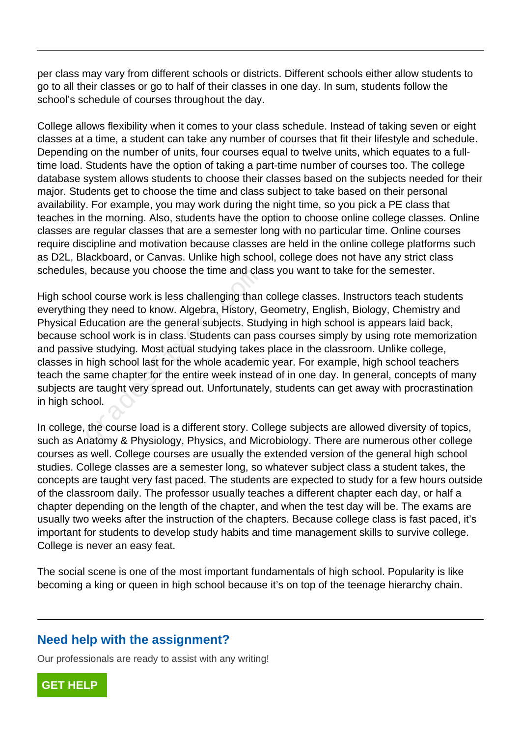per class may vary from different schools or districts. Different schools either allow students to go to all their classes or go to half of their classes in one day. In sum, students follow the school's schedule of courses throughout the day.

College allows flexibility when it comes to your class schedule. Instead of taking seven or eight classes at a time, a student can take any number of courses that fit their lifestyle and schedule. Depending on the number of units, four courses equal to twelve units, which equates to a full-time load. Students have the option of taking a part-time number of courses too. The college database system allows students to choose their classes based on the subjects needed for their major. Students get to choose the time and class subject to take based on their personal availability. For example, you may work during the night time, so you pick a PE class that teaches in the morning. Also, students have the option to choose online college classes. Online classes are regular classes that are a semester long with no particular time. Online courses require discipline and motivation because classes are held in the online college platforms such as D2L, Blackboard, or Canvas. Unlike high school, college does not have any strict class schedules, because you choose the time and class you want to take for the semester.

High school course work is less challenging than college classes. Instructors teach students everything they need to know. Algebra, History, Geometry, English, Biology, Chemistry and Physical Education are the general subjects. Studying in high school is appears laid back, because school work is in class. Students can pass courses simply by using rote memorization and passive studying. Most actual studying takes place in the classroom. Unlike college, classes in high school last for the whole academic year. For example, high school teachers teach the same chapter for the entire week instead of in one day. In general, concepts of many subjects are taught very spread out. Unfortunately, students can get away with procrastination in high school.

In college, the course load is a different story. College subjects are allowed diversity of topics, such as Anatomy & Physiology, Physics, and Microbiology. There are numerous other college courses as well. College courses are usually the extended version of the general high school studies. College classes are a semester long, so whatever subject class a student takes, the concepts are taught very fast paced. The students are expected to study for a few hours outside of the classroom daily. The professor usually teaches a different chapter each day, or half a chapter depending on the length of the chapter, and when the test day will be. The exams are usually two weeks after the instruction of the chapters. Because college class is fast paced, it's important for students to develop study habits and time management skills to survive college. College is never an easy feat.

The social scene is one of the most important fundamentals of high school. Popularity is like becoming a king or queen in high school because it's on top of the teenage hierarchy chain.

## Need help with the assignment?

Our professionals are ready to assist with any writing!

**GET HELP**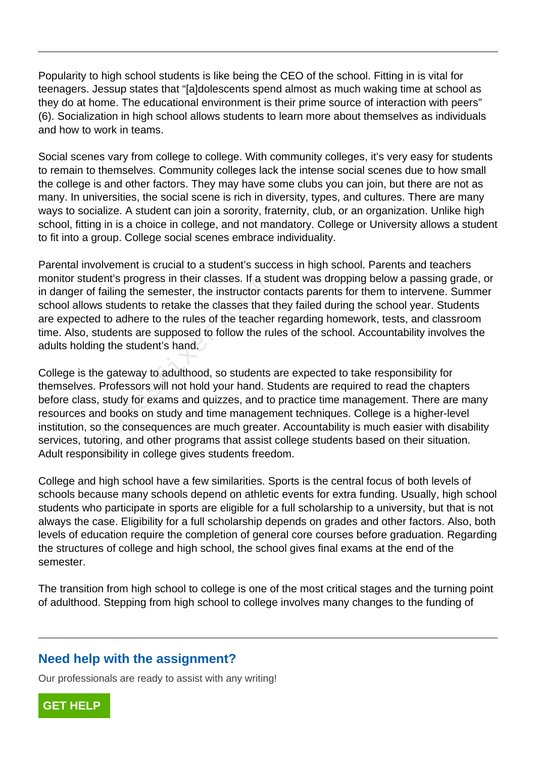Popularity to high school students is like being the CEO of the school. Fitting in is vital for teenagers. Jessup states that "[a]dolescents spend almost as much waking time at school as they do at home. The educational environment is their prime source of interaction with peers" (6). Socialization in high school allows students to learn more about themselves as individuals and how to work in teams.

Social scenes vary from college to college. With community colleges, it's very easy for students to remain to themselves. Community colleges lack the intense social scenes due to how small the college is and other factors. They may have some clubs you can join, but there are not as many. In universities, the social scene is rich in diversity, types, and cultures. There are many ways to socialize. A student can join a sorority, fraternity, club, or an organization. Unlike high school, fitting in is a choice in college, and not mandatory. College or University allows a student to fit into a group. College social scenes embrace individuality.

Parental involvement is crucial to a student's success in high school. Parents and teachers monitor student's progress in their classes. If a student was dropping below a passing grade, or in danger of failing the semester, the instructor contacts parents for them to intervene. Summer school allows students to retake the classes that they failed during the school year. Students are expected to adhere to the rules of the teacher regarding homework, tests, and classroom time. Also, students are supposed to follow the rules of the school. Accountability involves the adults holding the student's hand.

College is the gateway to adulthood, so students are expected to take responsibility for themselves. Professors will not hold your hand. Students are required to read the chapters before class, study for exams and quizzes, and to practice time management. There are many resources and books on study and time management techniques. College is a higher-level institution, so the consequences are much greater. Accountability is much easier with disability services, tutoring, and other programs that assist college students based on their situation. Adult responsibility in college gives students freedom.

College and high school have a few similarities. Sports is the central focus of both levels of schools because many schools depend on athletic events for extra funding. Usually, high school students who participate in sports are eligible for a full scholarship to a university, but that is not always the case. Eligibility for a full scholarship depends on grades and other factors. Also, both levels of education require the completion of general core courses before graduation. Regarding the structures of college and high school, the school gives final exams at the end of the semester.

The transition from high school to college is one of the most critical stages and the turning point of adulthood. Stepping from high school to college involves many changes to the funding of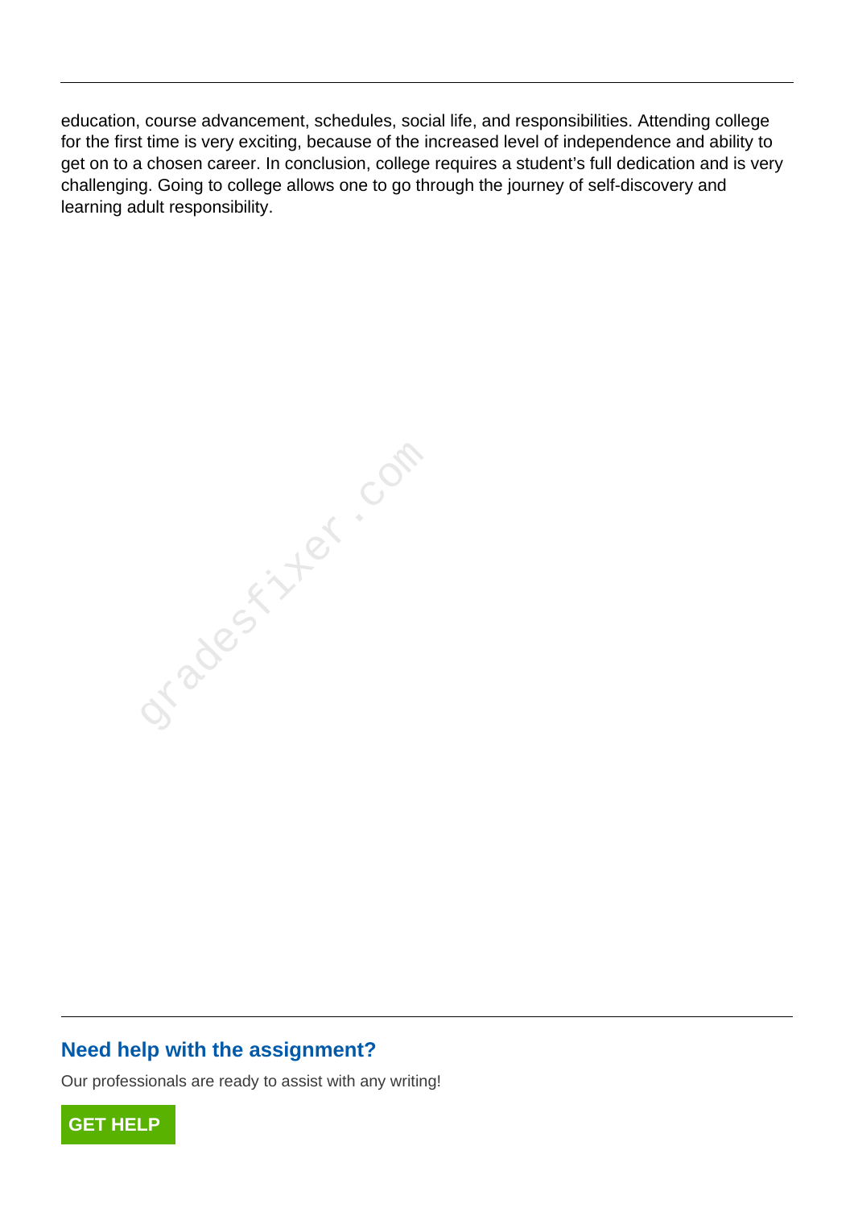education, course advancement, schedules, social life, and responsibilities. Attending college for the first time is very exciting, because of the increased level of independence and ability to get on to a chosen career. In conclusion, college requires a student’s full dedication and is very challenging. Going to college allows one to go through the journey of self-discovery and learning adult responsibility.

## Need help with the assignment?

Our professionals are ready to assist with any writing!

**GET HELP**